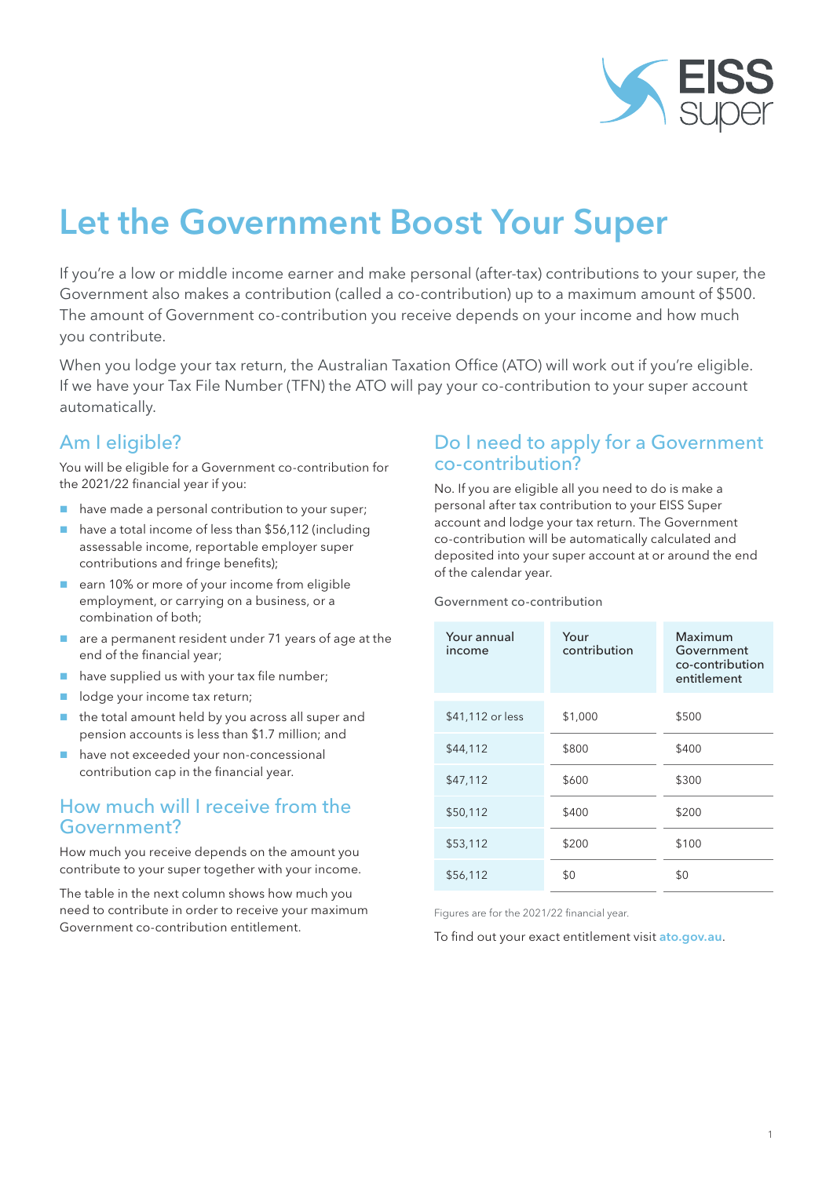# Let the Government Boost Your Super

If you're a low or middle income earner and make personal (after-tax) contributions to your super, the Government also makes a contribution (called a co-contribution) up to a maximum amount of $500. The amount of Government co-contribution you receive depends on your income and how much you contribute.

When you lodge your tax return, the Australian Taxation Office (ATO) will work out if you're eligible. If we have your Tax File Number (TFN) the ATO will pay your co-contribution to your super account automatically.

## Am I eligible?

You will be eligible for a Government co-contribution for the 2021/22 financial year if you:

- have made a personal contribution to your super;
- have a total income of less than $56,112 (including assessable income, reportable employer super contributions and fringe benefits);
- earn 10% or more of your income from eligible employment, or carrying on a business, or a combination of both;
- are a permanent resident under 71 years of age at the end of the financial year;
- have supplied us with your tax file number;
- lodge your income tax return;
- the total amount held by you across all super and pension accounts is less than $1.7 million; and
- have not exceeded your non-concessional contribution cap in the financial year.

## How much will I receive from the Government?

How much you receive depends on the amount you contribute to your super together with your income.

The table in the next column shows how much you need to contribute in order to receive your maximum Government co-contribution entitlement.

## Do I need to apply for a Government co-contribution?

No. If you are eligible all you need to do is make a personal after tax contribution to your EISS Super account and lodge your tax return. The Government co-contribution will be automatically calculated and deposited into your super account at or around the end of the calendar year.

Government co-contribution

| Your annual income | Your contribution | Maximum Government co-contribution entitlement |
|---|---|---|
| $41,112 or less | $1,000 | $500 |
| $44,112 | $800 | $400 |
| $47,112 | $600 | $300 |
| $50,112 | $400 | $200 |
| $53,112 | $200 | $100 |
| $56,112 | $0 | $0 |

Figures are for the 2021/22 financial year.

To find out your exact entitlement visit **ato.gov.au**.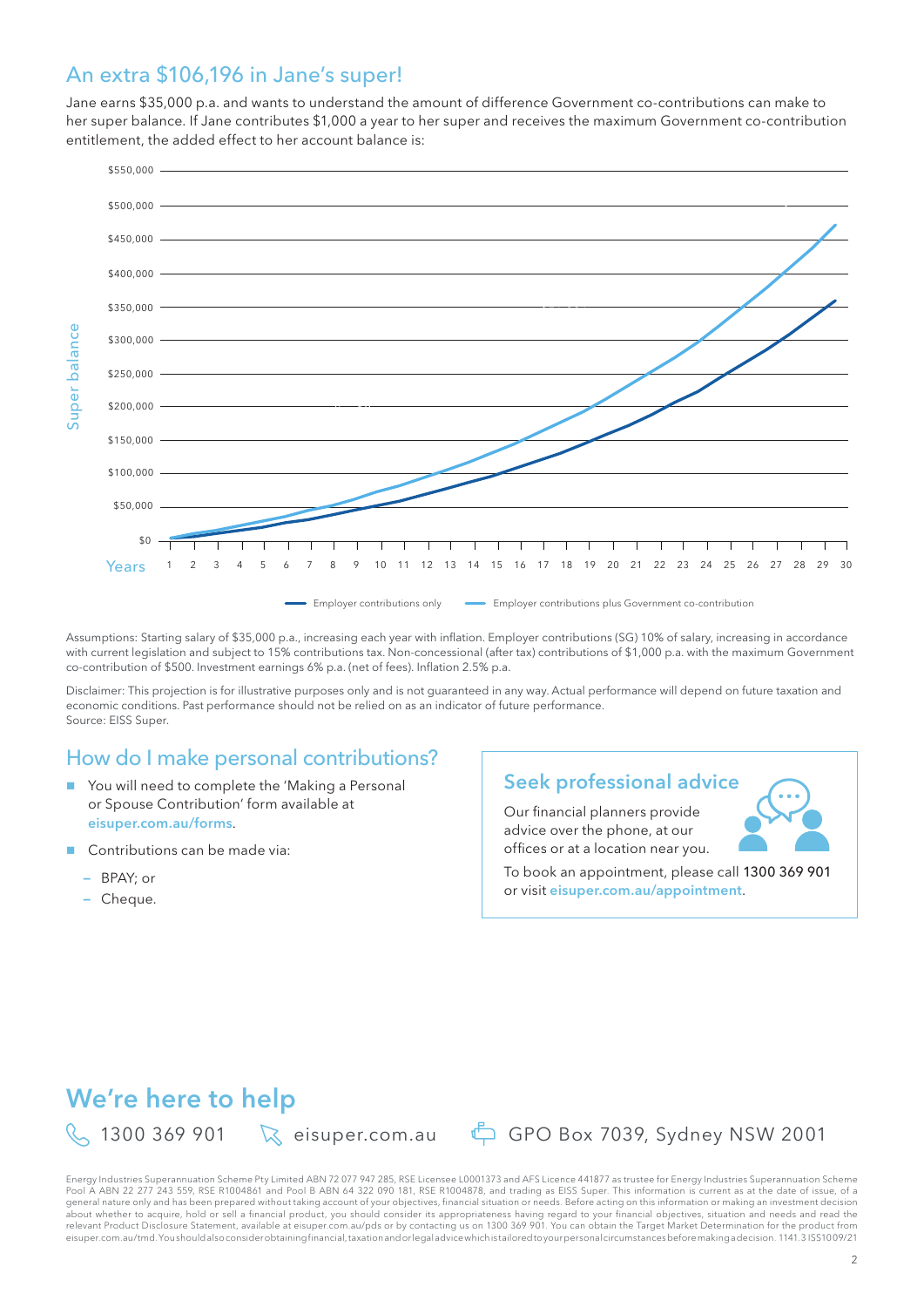## An extra $106,196 in Jane's super!

Jane earns $35,000 p.a. and wants to understand the amount of difference Government co-contributions can make to her super balance. If Jane contributes $1,000 a year to her super and receives the maximum Government co-contribution entitlement, the added effect to her account balance is:

Super balance

$550,000
$500,000
$450,000
$400,000
$350,000
$300,000
$250,000
$200,000
$150,000
$100,000
$50,000
$0

Years 1 2 3 4 5 6 7 8 9 10 11 12 13 14 15 16 17 18 19 20 21 22 23 24 25 26 27 28 29 30

Employer contributions only
Employer contributions plus Government co-contribution

Assumptions: Starting salary of $35,000 p.a., increasing each year with inflation. Employer contributions (SG) 10% of salary, increasing in accordance with current legislation and subject to 15% contributions tax. Non-concessional (after tax) contributions of $1,000 p.a. with the maximum Government co-contribution of $500. Investment earnings 6% p.a. (net of fees). Inflation 2.5% p.a.

Disclaimer: This projection is for illustrative purposes only and is not guaranteed in any way. Actual performance will depend on future taxation and economic conditions. Past performance should not be relied on as an indicator of future performance.
Source: EISS Super.

## How do I make personal contributions?

- You will need to complete the 'Making a Personal or Spouse Contribution' form available at **eisuper.com.au/forms**.
- Contributions can be made via:
  - BPAY; or
  - Cheque.

## Seek professional advice

Our financial planners provide advice over the phone, at our offices or at a location near you.

To book an appointment, please call 1300 369 901 or visit **eisuper.com.au/appointment**.

## We're here to help

1300 369 901 eisuper.com.au GPO Box 7039, Sydney NSW 2001

Energy Industries Superannuation Scheme Pty Limited ABN 72 077 947 285, RSE Licensee L0001373 and AFS Licence 441877 as trustee for Energy Industries Superannuation Scheme Pool A ABN 22 277 243 559, RSE R1004861 and Pool B ABN 64 322 090 181, RSE R1004878, and trading as EISS Super. This information is current as at the date of issue, of a general nature only and has been prepared without taking account of your objectives, financial situation or needs. Before acting on this information or making an investment decision about whether to acquire, hold or sell a financial product, you should consider its appropriateness having regard to your financial objectives, situation and needs and read the relevant Product Disclosure Statement, available at eisuper.com.au/pds or by contacting us on 1300 369 901. You can obtain the Target Market Determination for the product from eisuper.com.au/tmd. You should also consider obtaining financial, taxation and or legal advice which is tailored to your personal circumstances before making a decision. 1141.3 ISS1009/21